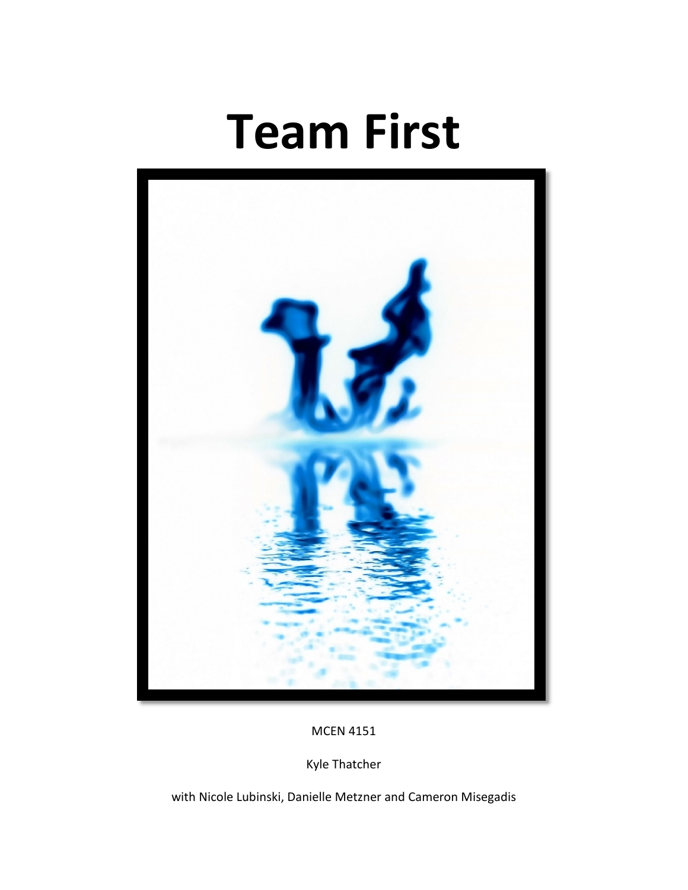# Team First

MCEN 4151

Kyle Thatcher

with Nicole Lubinski, Danielle Metzner and Cameron Misegadis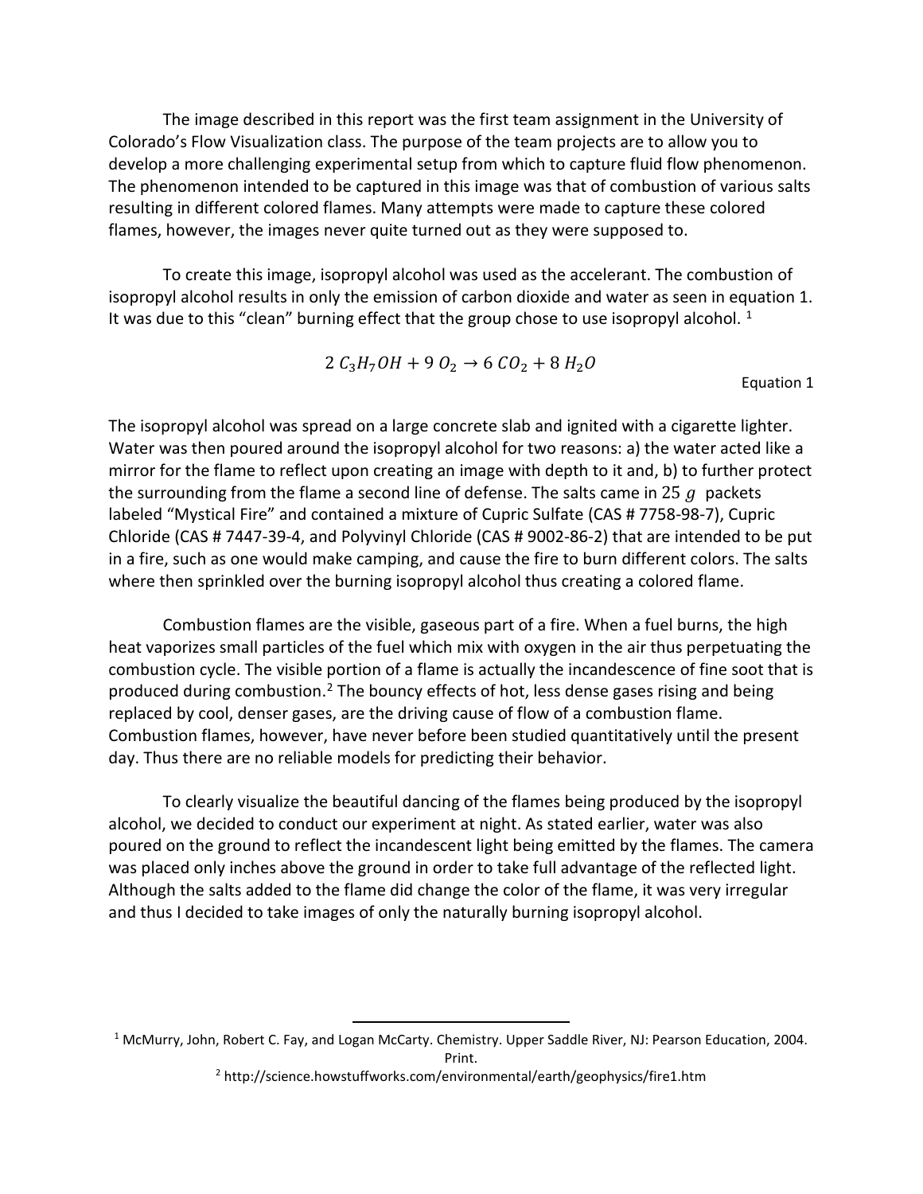The image described in this report was the first team assignment in the University of Colorado's Flow Visualization class. The purpose of the team projects are to allow you to develop a more challenging experimental setup from which to capture fluid flow phenomenon. The phenomenon intended to be captured in this image was that of combustion of various salts resulting in different colored flames. Many attempts were made to capture these colored flames, however, the images never quite turned out as they were supposed to.

To create this image, isopropyl alcohol was used as the accelerant. The combustion of isopropyl alcohol results in only the emission of carbon dioxide and water as seen in equation 1. It was due to this "clean" burning effect that the group chose to use isopropyl alcohol. [1]

$$2\ C_3H_7OH + 9\ O_2 \rightarrow 6\ CO_2 + 8\ H_2O$$

Equation 1

The isopropyl alcohol was spread on a large concrete slab and ignited with a cigarette lighter. Water was then poured around the isopropyl alcohol for two reasons: a) the water acted like a mirror for the flame to reflect upon creating an image with depth to it and, b) to further protect the surrounding from the flame a second line of defense. The salts came in 25 $g$ packets labeled "Mystical Fire" and contained a mixture of Cupric Sulfate (CAS # 7758-98-7), Cupric Chloride (CAS # 7447-39-4, and Polyvinyl Chloride (CAS # 9002-86-2) that are intended to be put in a fire, such as one would make camping, and cause the fire to burn different colors. The salts where then sprinkled over the burning isopropyl alcohol thus creating a colored flame.

Combustion flames are the visible, gaseous part of a fire. When a fuel burns, the high heat vaporizes small particles of the fuel which mix with oxygen in the air thus perpetuating the combustion cycle. The visible portion of a flame is actually the incandescence of fine soot that is produced during combustion.[2] The bouncy effects of hot, less dense gases rising and being replaced by cool, denser gases, are the driving cause of flow of a combustion flame. Combustion flames, however, have never before been studied quantitatively until the present day. Thus there are no reliable models for predicting their behavior.

To clearly visualize the beautiful dancing of the flames being produced by the isopropyl alcohol, we decided to conduct our experiment at night. As stated earlier, water was also poured on the ground to reflect the incandescent light being emitted by the flames. The camera was placed only inches above the ground in order to take full advantage of the reflected light. Although the salts added to the flame did change the color of the flame, it was very irregular and thus I decided to take images of only the naturally burning isopropyl alcohol.

---

[1] McMurry, John, Robert C. Fay, and Logan McCarty. Chemistry. Upper Saddle River, NJ: Pearson Education, 2004. Print.

[2] http://science.howstuffworks.com/environmental/earth/geophysics/fire1.htm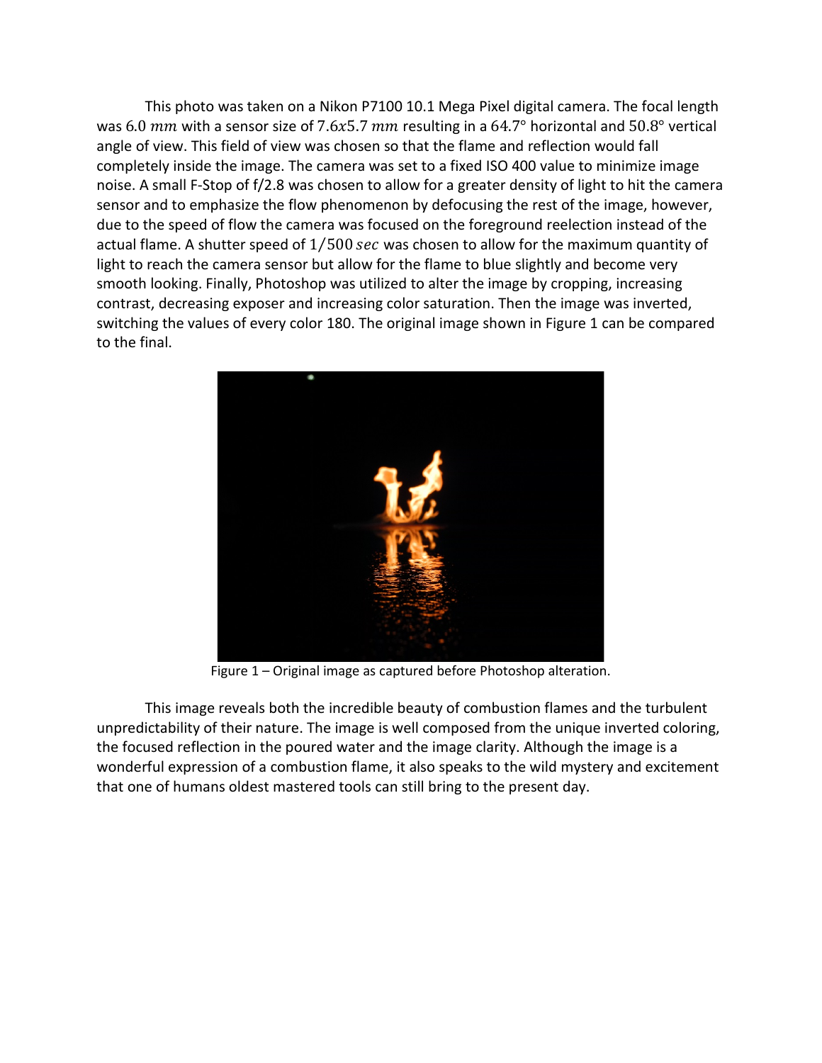This photo was taken on a Nikon P7100 10.1 Mega Pixel digital camera. The focal length was $6.0\ mm$ with a sensor size of $7.6x5.7\ mm$ resulting in a $64.7°$ horizontal and $50.8°$ vertical angle of view. This field of view was chosen so that the flame and reflection would fall completely inside the image. The camera was set to a fixed ISO 400 value to minimize image noise. A small F-Stop of f/2.8 was chosen to allow for a greater density of light to hit the camera sensor and to emphasize the flow phenomenon by defocusing the rest of the image, however, due to the speed of flow the camera was focused on the foreground reelection instead of the actual flame. A shutter speed of $1/500\ sec$ was chosen to allow for the maximum quantity of light to reach the camera sensor but allow for the flame to blue slightly and become very smooth looking. Finally, Photoshop was utilized to alter the image by cropping, increasing contrast, decreasing exposer and increasing color saturation. Then the image was inverted, switching the values of every color 180. The original image shown in Figure 1 can be compared to the final.

Figure 1 – Original image as captured before Photoshop alteration.

This image reveals both the incredible beauty of combustion flames and the turbulent unpredictability of their nature. The image is well composed from the unique inverted coloring, the focused reflection in the poured water and the image clarity. Although the image is a wonderful expression of a combustion flame, it also speaks to the wild mystery and excitement that one of humans oldest mastered tools can still bring to the present day.